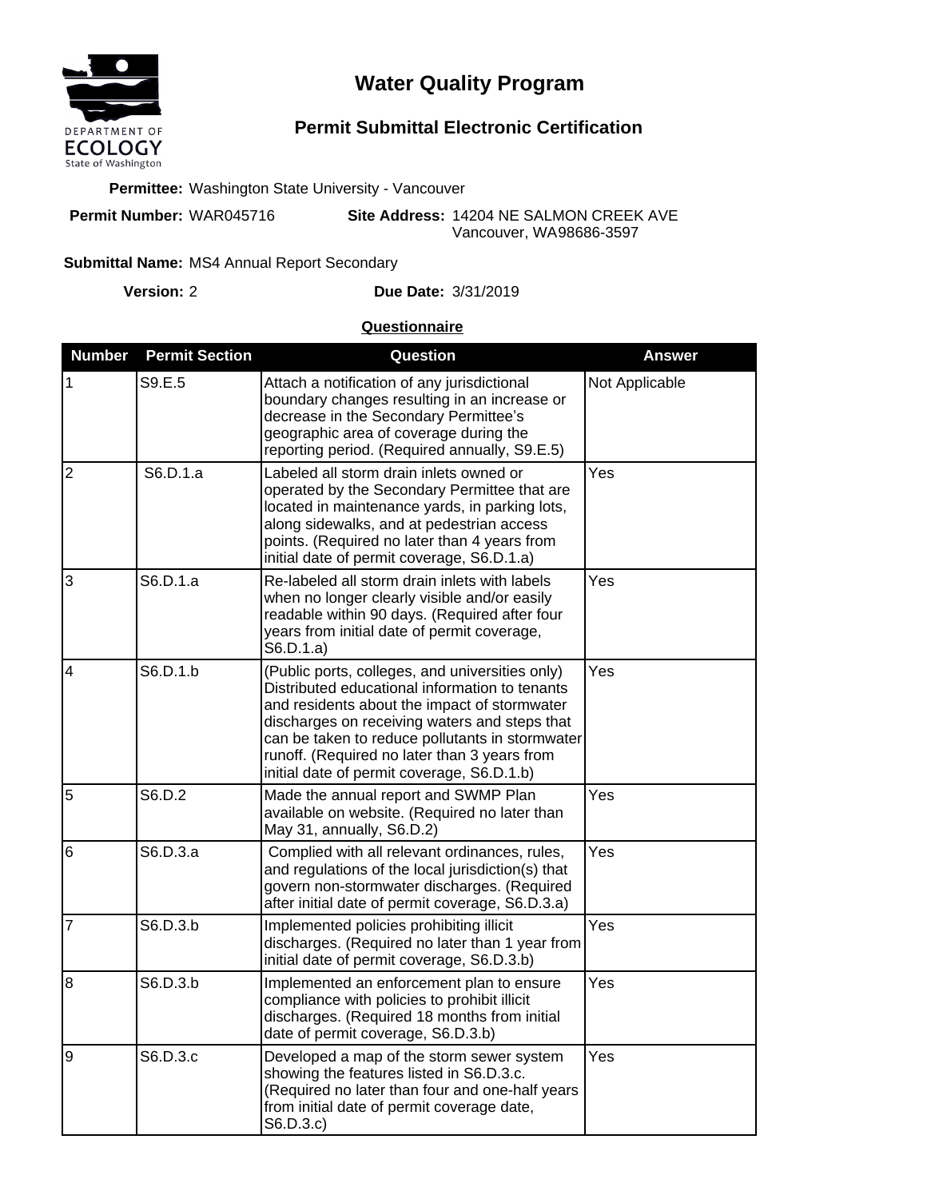DEPARTMENT OF
ECOLOGY
State of Washington

# Water Quality Program

## Permit Submittal Electronic Certification

**Permittee:** Washington State University - Vancouver

**Permit Number:** WAR045716 **Site Address:** 14204 NE SALMON CREEK AVE
Vancouver, WA98686-3597

**Submittal Name:** MS4 Annual Report Secondary

**Version:** 2 **Due Date:** 3/31/2019

**Questionnaire**

| Number | Permit Section | Question | Answer |
|---|---|---|---|
| 1 | S9.E.5 | Attach a notification of any jurisdictional boundary changes resulting in an increase or decrease in the Secondary Permittee's geographic area of coverage during the reporting period. (Required annually, S9.E.5) | Not Applicable |
| 2 | S6.D.1.a | Labeled all storm drain inlets owned or operated by the Secondary Permittee that are located in maintenance yards, in parking lots, along sidewalks, and at pedestrian access points. (Required no later than 4 years from initial date of permit coverage, S6.D.1.a) | Yes |
| 3 | S6.D.1.a | Re-labeled all storm drain inlets with labels when no longer clearly visible and/or easily readable within 90 days. (Required after four years from initial date of permit coverage, S6.D.1.a) | Yes |
| 4 | S6.D.1.b | (Public ports, colleges, and universities only) Distributed educational information to tenants and residents about the impact of stormwater discharges on receiving waters and steps that can be taken to reduce pollutants in stormwater runoff. (Required no later than 3 years from initial date of permit coverage, S6.D.1.b) | Yes |
| 5 | S6.D.2 | Made the annual report and SWMP Plan available on website. (Required no later than May 31, annually, S6.D.2) | Yes |
| 6 | S6.D.3.a | Complied with all relevant ordinances, rules, and regulations of the local jurisdiction(s) that govern non-stormwater discharges. (Required after initial date of permit coverage, S6.D.3.a) | Yes |
| 7 | S6.D.3.b | Implemented policies prohibiting illicit discharges. (Required no later than 1 year from initial date of permit coverage, S6.D.3.b) | Yes |
| 8 | S6.D.3.b | Implemented an enforcement plan to ensure compliance with policies to prohibit illicit discharges. (Required 18 months from initial date of permit coverage, S6.D.3.b) | Yes |
| 9 | S6.D.3.c | Developed a map of the storm sewer system showing the features listed in S6.D.3.c. (Required no later than four and one-half years from initial date of permit coverage date, S6.D.3.c) | Yes |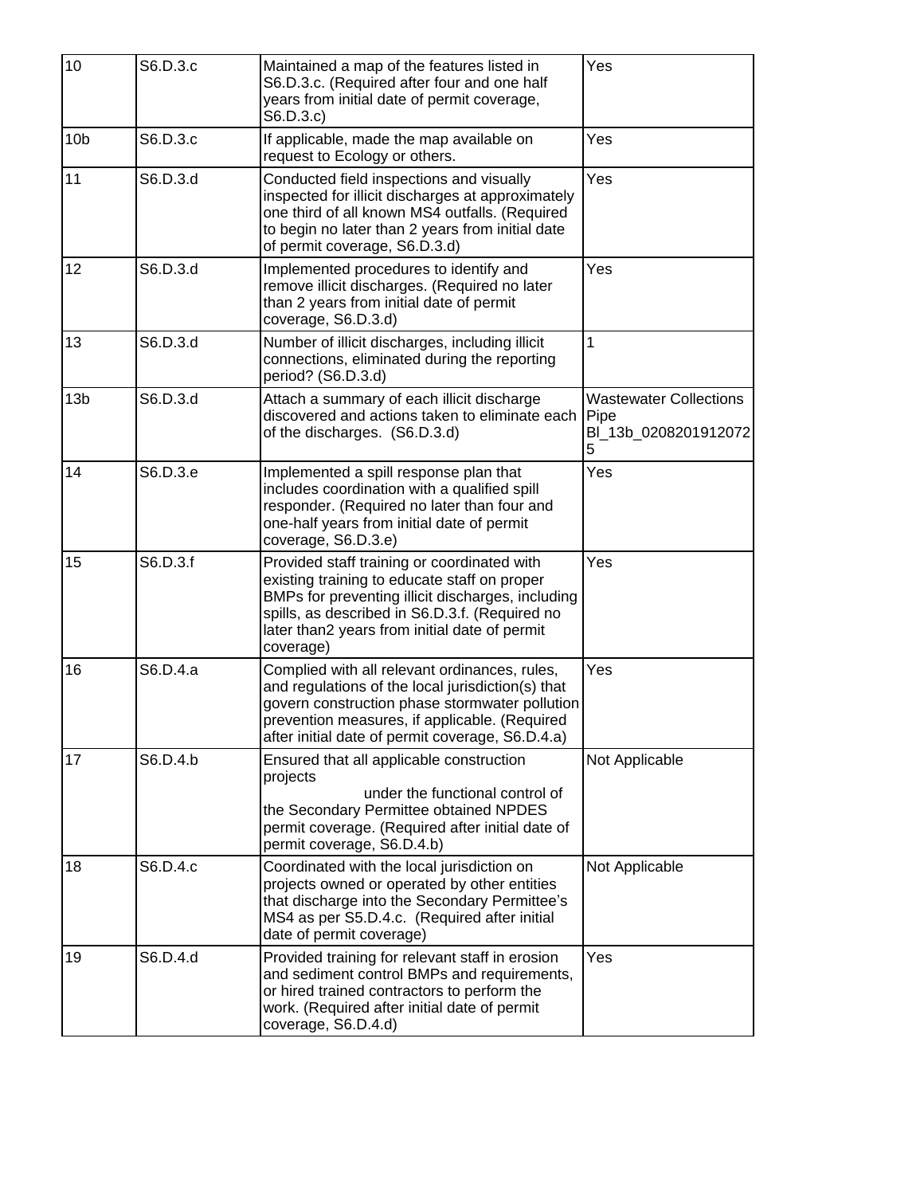| 10 | S6.D.3.c | Maintained a map of the features listed in S6.D.3.c. (Required after four and one half years from initial date of permit coverage, S6.D.3.c) | Yes |
|---|---|---|---|
| 10b | S6.D.3.c | If applicable, made the map available on request to Ecology or others. | Yes |
| 11 | S6.D.3.d | Conducted field inspections and visually inspected for illicit discharges at approximately one third of all known MS4 outfalls. (Required to begin no later than 2 years from initial date of permit coverage, S6.D.3.d) | Yes |
| 12 | S6.D.3.d | Implemented procedures to identify and remove illicit discharges. (Required no later than 2 years from initial date of permit coverage, S6.D.3.d) | Yes |
| 13 | S6.D.3.d | Number of illicit discharges, including illicit connections, eliminated during the reporting period? (S6.D.3.d) | 1 |
| 13b | S6.D.3.d | Attach a summary of each illicit discharge discovered and actions taken to eliminate each of the discharges. (S6.D.3.d) | Wastewater Collections Pipe BI_13b_02082019120725 |
| 14 | S6.D.3.e | Implemented a spill response plan that includes coordination with a qualified spill responder. (Required no later than four and one-half years from initial date of permit coverage, S6.D.3.e) | Yes |
| 15 | S6.D.3.f | Provided staff training or coordinated with existing training to educate staff on proper BMPs for preventing illicit discharges, including spills, as described in S6.D.3.f. (Required no later than2 years from initial date of permit coverage) | Yes |
| 16 | S6.D.4.a | Complied with all relevant ordinances, rules, and regulations of the local jurisdiction(s) that govern construction phase stormwater pollution prevention measures, if applicable. (Required after initial date of permit coverage, S6.D.4.a) | Yes |
| 17 | S6.D.4.b | Ensured that all applicable construction projects under the functional control of the Secondary Permittee obtained NPDES permit coverage. (Required after initial date of permit coverage, S6.D.4.b) | Not Applicable |
| 18 | S6.D.4.c | Coordinated with the local jurisdiction on projects owned or operated by other entities that discharge into the Secondary Permittee's MS4 as per S5.D.4.c. (Required after initial date of permit coverage) | Not Applicable |
| 19 | S6.D.4.d | Provided training for relevant staff in erosion and sediment control BMPs and requirements, or hired trained contractors to perform the work. (Required after initial date of permit coverage, S6.D.4.d) | Yes |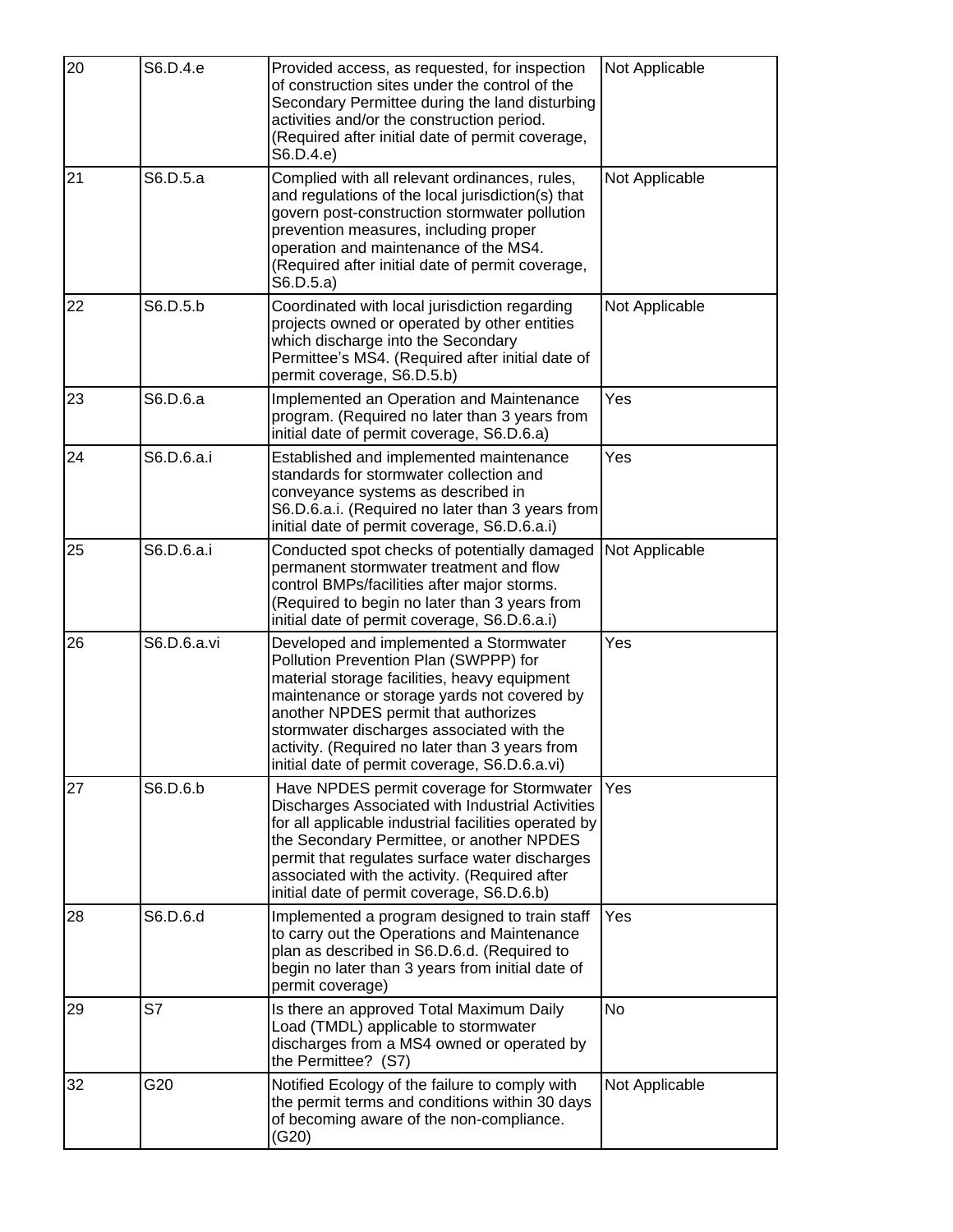| 20 | S6.D.4.e | Provided access, as requested, for inspection of construction sites under the control of the Secondary Permittee during the land disturbing activities and/or the construction period. (Required after initial date of permit coverage, S6.D.4.e) | Not Applicable |
|---|---|---|---|
| 21 | S6.D.5.a | Complied with all relevant ordinances, rules, and regulations of the local jurisdiction(s) that govern post-construction stormwater pollution prevention measures, including proper operation and maintenance of the MS4. (Required after initial date of permit coverage, S6.D.5.a) | Not Applicable |
| 22 | S6.D.5.b | Coordinated with local jurisdiction regarding projects owned or operated by other entities which discharge into the Secondary Permittee's MS4. (Required after initial date of permit coverage, S6.D.5.b) | Not Applicable |
| 23 | S6.D.6.a | Implemented an Operation and Maintenance program. (Required no later than 3 years from initial date of permit coverage, S6.D.6.a) | Yes |
| 24 | S6.D.6.a.i | Established and implemented maintenance standards for stormwater collection and conveyance systems as described in S6.D.6.a.i. (Required no later than 3 years from initial date of permit coverage, S6.D.6.a.i) | Yes |
| 25 | S6.D.6.a.i | Conducted spot checks of potentially damaged permanent stormwater treatment and flow control BMPs/facilities after major storms. (Required to begin no later than 3 years from initial date of permit coverage, S6.D.6.a.i) | Not Applicable |
| 26 | S6.D.6.a.vi | Developed and implemented a Stormwater Pollution Prevention Plan (SWPPP) for material storage facilities, heavy equipment maintenance or storage yards not covered by another NPDES permit that authorizes stormwater discharges associated with the activity. (Required no later than 3 years from initial date of permit coverage, S6.D.6.a.vi) | Yes |
| 27 | S6.D.6.b | Have NPDES permit coverage for Stormwater Discharges Associated with Industrial Activities for all applicable industrial facilities operated by the Secondary Permittee, or another NPDES permit that regulates surface water discharges associated with the activity. (Required after initial date of permit coverage, S6.D.6.b) | Yes |
| 28 | S6.D.6.d | Implemented a program designed to train staff to carry out the Operations and Maintenance plan as described in S6.D.6.d. (Required to begin no later than 3 years from initial date of permit coverage) | Yes |
| 29 | S7 | Is there an approved Total Maximum Daily Load (TMDL) applicable to stormwater discharges from a MS4 owned or operated by the Permittee? (S7) | No |
| 32 | G20 | Notified Ecology of the failure to comply with the permit terms and conditions within 30 days of becoming aware of the non-compliance. (G20) | Not Applicable |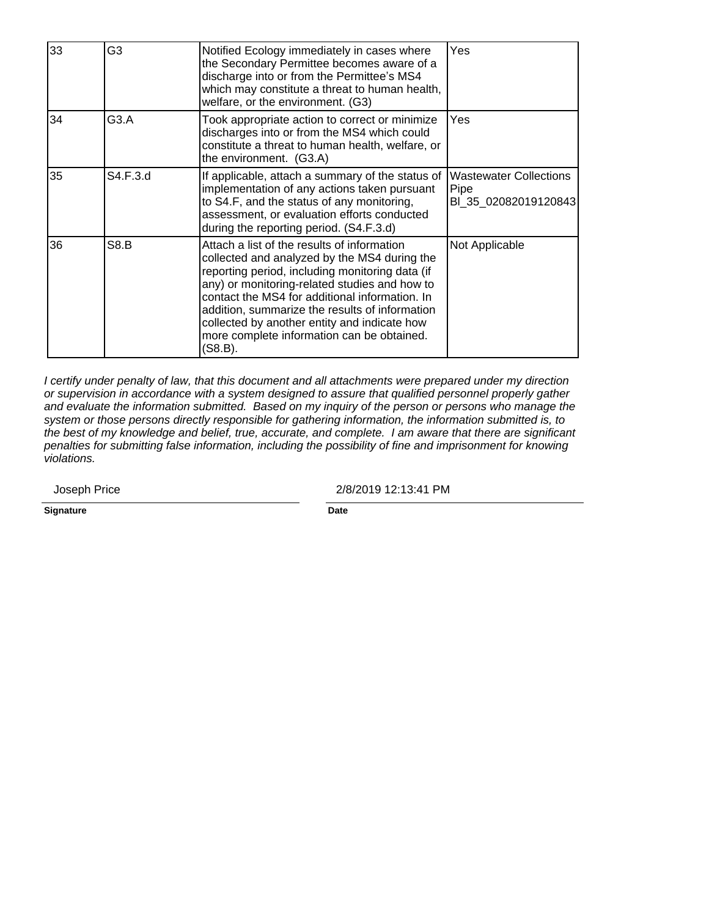| | | | |
|---|---|---|---|
| 33 | G3 | Notified Ecology immediately in cases where the Secondary Permittee becomes aware of a discharge into or from the Permittee's MS4 which may constitute a threat to human health, welfare, or the environment. (G3) | Yes |
| 34 | G3.A | Took appropriate action to correct or minimize discharges into or from the MS4 which could constitute a threat to human health, welfare, or the environment. (G3.A) | Yes |
| 35 | S4.F.3.d | If applicable, attach a summary of the status of implementation of any actions taken pursuant to S4.F, and the status of any monitoring, assessment, or evaluation efforts conducted during the reporting period. (S4.F.3.d) | Wastewater Collections Pipe BI_35_02082019120843 |
| 36 | S8.B | Attach a list of the results of information collected and analyzed by the MS4 during the reporting period, including monitoring data (if any) or monitoring-related studies and how to contact the MS4 for additional information. In addition, summarize the results of information collected by another entity and indicate how more complete information can be obtained. (S8.B). | Not Applicable |

*I certify under penalty of law, that this document and all attachments were prepared under my direction or supervision in accordance with a system designed to assure that qualified personnel properly gather and evaluate the information submitted. Based on my inquiry of the person or persons who manage the system or those persons directly responsible for gathering information, the information submitted is, to the best of my knowledge and belief, true, accurate, and complete. I am aware that there are significant penalties for submitting false information, including the possibility of fine and imprisonment for knowing violations.*

Joseph Price

**Signature**

2/8/2019 12:13:41 PM

**Date**